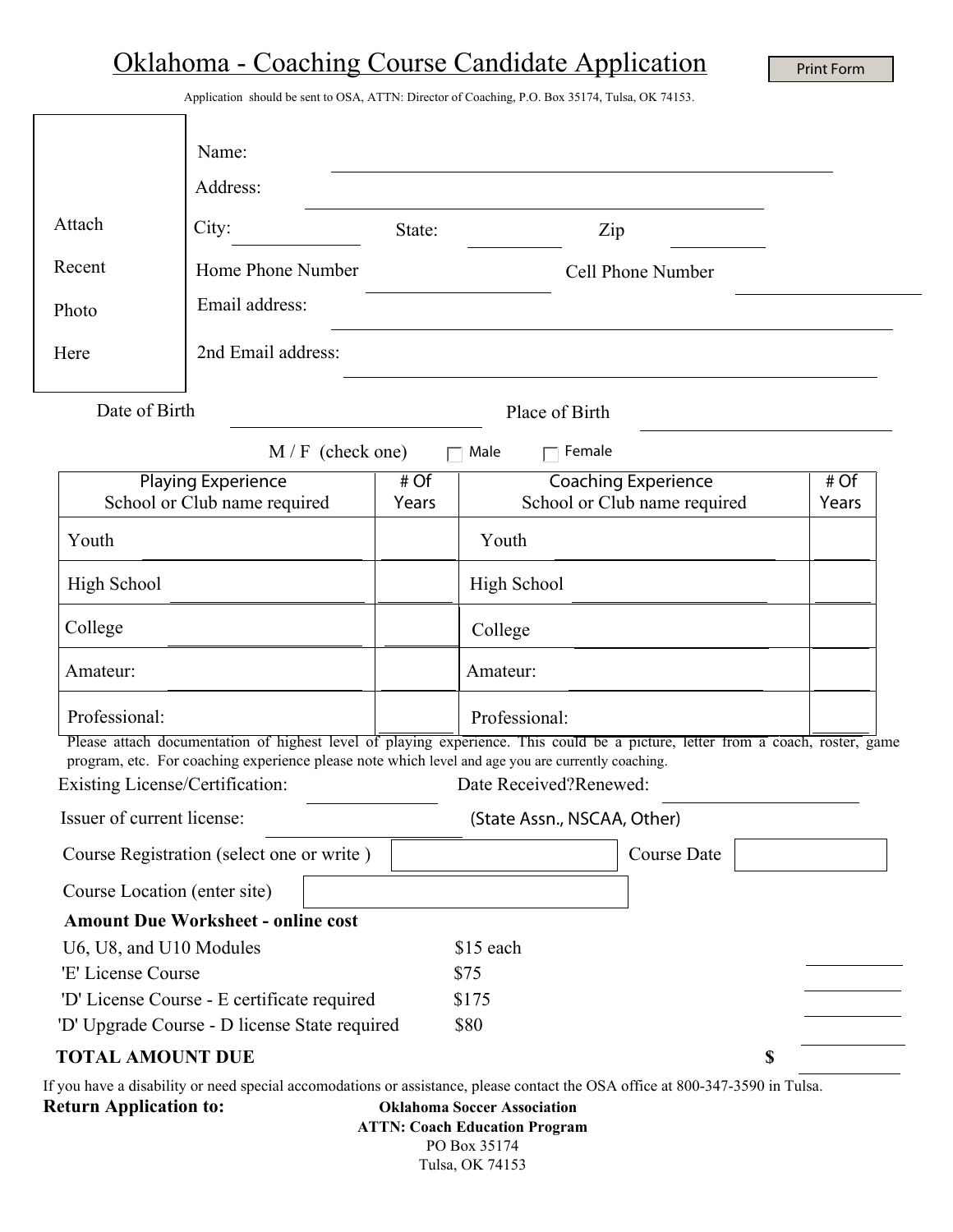# Oklahoma - Coaching Course Candidate Application

Print Form

Application should be sent to OSA, ATTN: Director of Coaching, P.O. Box 35174, Tulsa, OK 74153.

Attach Recent Photo Here

Name:

Address:

City: State: Zip

Home Phone Number Cell Phone Number

Email address:

2nd Email address:

Date of Birth Place of Birth

M / F (check one) ☐ Male ☐ Female

| Playing Experience<br>School or Club name required | # Of Years | Coaching Experience<br>School or Club name required | # Of Years |
|---|---|---|---|
| Youth | | Youth | |
| High School | | High School | |
| College | | College | |
| Amateur: | | Amateur: | |
| Professional: | | Professional: | |

Please attach documentation of highest level of playing experience. This could be a picture, letter from a coach, roster, game program, etc. For coaching experience please note which level and age you are currently coaching.

Existing License/Certification: Date Received?Renewed:

Issuer of current license: (State Assn., NSCAA, Other)

Course Registration (select one or write ) Course Date

Course Location (enter site)

**Amount Due Worksheet - online cost**

| | | |
|---|---|---|
| U6, U8, and U10 Modules | $15 each | |
| 'E' License Course | $75 | |
| 'D' License Course - E certificate required | $175 | |
| 'D' Upgrade Course - D license State required | $80 | |

**TOTAL AMOUNT DUE** $

If you have a disability or need special accomodations or assistance, please contact the OSA office at 800-347-3590 in Tulsa.

**Return Application to:**

**Oklahoma Soccer Association**
**ATTN: Coach Education Program**
PO Box 35174
Tulsa, OK 74153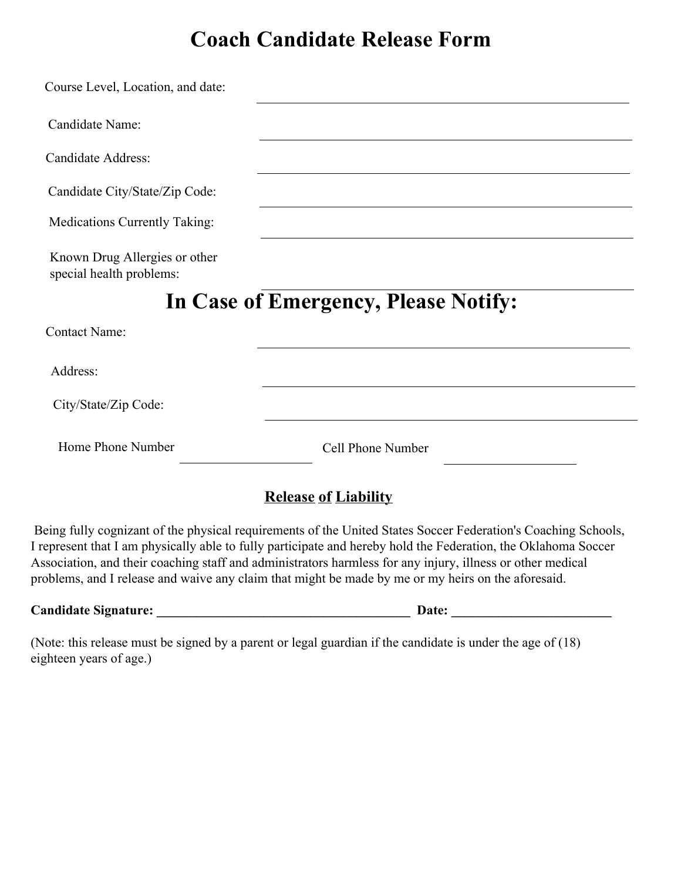# Coach Candidate Release Form

Course Level, Location, and date: ______________________________

Candidate Name: ______________________________

Candidate Address: ______________________________

Candidate City/State/Zip Code: ______________________________

Medications Currently Taking: ______________________________

Known Drug Allergies or other special health problems: ______________________________

## In Case of Emergency, Please Notify:

Contact Name: ______________________________

Address: ______________________________

City/State/Zip Code: ______________________________

Home Phone Number ____________________ Cell Phone Number ____________________

### Release of Liability

Being fully cognizant of the physical requirements of the United States Soccer Federation's Coaching Schools, I represent that I am physically able to fully participate and hereby hold the Federation, the Oklahoma Soccer Association, and their coaching staff and administrators harmless for any injury, illness or other medical problems, and I release and waive any claim that might be made by me or my heirs on the aforesaid.

**Candidate Signature: _______________________________________ Date: ________________________**

(Note: this release must be signed by a parent or legal guardian if the candidate is under the age of (18) eighteen years of age.)